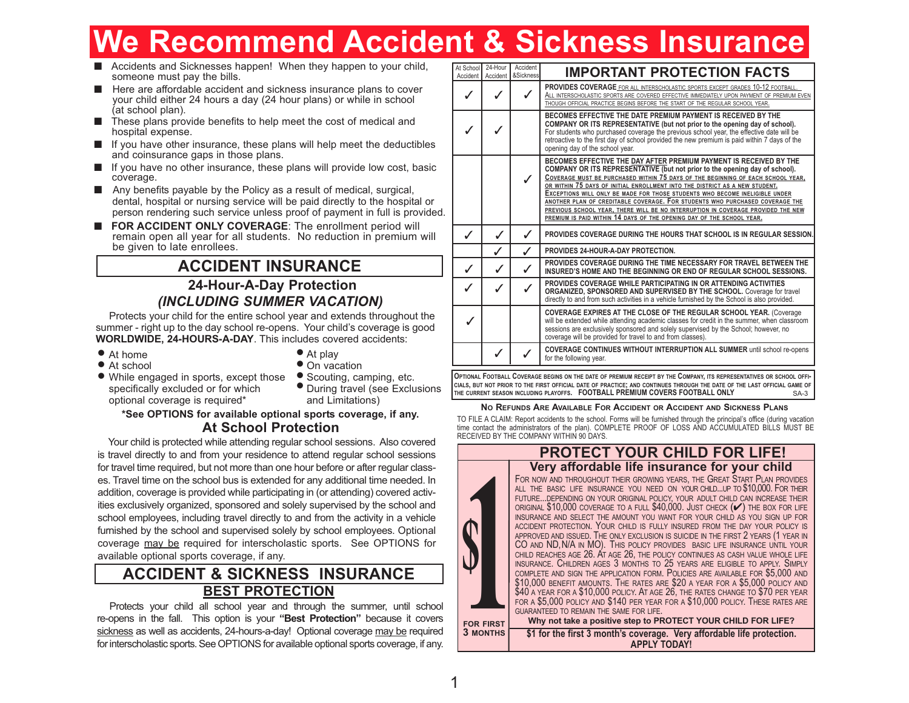# We Recommend Accident & Sickness Insurance

- Accidents and Sicknesses happen! When they happen to your child, someone must pay the bills.
- Here are affordable accident and sickness insurance plans to cover your child either 24 hours a day (24 hour plans) or while in school (at school plan).
- These plans provide benefits to help meet the cost of medical and hospital expense.
- If you have other insurance, these plans will help meet the deductibles and coinsurance gaps in those plans.
- If you have no other insurance, these plans will provide low cost, basic coverage.
- Any benefits payable by the Policy as a result of medical, surgical, dental, hospital or nursing service will be paid directly to the hospital or person rendering such service unless proof of payment in full is provided.
- **FOR ACCIDENT ONLY COVERAGE**: The enrollment period will remain open all year for all students. No reduction in premium will be given to late enrollees.

## ACCIDENT INSURANCE

### 24-Hour-A-Day Protection

### *(INCLUDING SUMMER VACATION)*

Protects your child for the entire school year and extends throughout the summer - right up to the day school re-opens. Your child's coverage is good **WORLDWIDE, 24-HOURS-A-DAY**. This includes covered accidents:

- At home
- At school
- While engaged in sports, except those specifically excluded or for which optional coverage is required*
- At play
- On vacation
- Scouting, camping, etc.
- During travel (see Exclusions and Limitations)

**\*See OPTIONS for available optional sports coverage, if any.**

### At School Protection

Your child is protected while attending regular school sessions. Also covered is travel directly to and from your residence to attend regular school sessions for travel time required, but not more than one hour before or after regular classes. Travel time on the school bus is extended for any additional time needed. In addition, coverage is provided while participating in (or attending) covered activities exclusively organized, sponsored and solely supervised by the school and school employees, including travel directly to and from the activity in a vehicle furnished by the school and supervised solely by school employees. Optional coverage may be required for interscholastic sports. See OPTIONS for available optional sports coverage, if any.

## ACCIDENT & SICKNESS INSURANCE

### BEST PROTECTION

Protects your child all school year and through the summer, until school re-opens in the fall. This option is your **"Best Protection"** because it covers sickness as well as accidents, 24-hours-a-day! Optional coverage may be required for interscholastic sports. See OPTIONS for available optional sports coverage, if any.

| At School Accident | 24-Hour Accident | Accident &Sickness | IMPORTANT PROTECTION FACTS |
|---|---|---|---|
| ✓ | ✓ | ✓ | **PROVIDES COVERAGE** FOR ALL INTERSCHOLASTIC SPORTS EXCEPT GRADES 10-12 FOOTBALL. ALL INTERSCHOLASTIC SPORTS ARE COVERED EFFECTIVE IMMEDIATELY UPON PAYMENT OF PREMIUM EVEN THOUGH OFFICIAL PRACTICE BEGINS BEFORE THE START OF THE REGULAR SCHOOL YEAR. |
| ✓ | ✓ | | **BECOMES EFFECTIVE THE DATE PREMIUM PAYMENT IS RECEIVED BY THE COMPANY OR ITS REPRESENTATIVE (but not prior to the opening day of school).** For students who purchased coverage the previous school year, the effective date will be retroactive to the first day of school provided the new premium is paid within 7 days of the opening day of the school year. |
| | | ✓ | **BECOMES EFFECTIVE THE DAY AFTER PREMIUM PAYMENT IS RECEIVED BY THE COMPANY OR ITS REPRESENTATIVE (but not prior to the opening day of school).** COVERAGE MUST BE PURCHASED WITHIN 75 DAYS OF THE BEGINNING OF EACH SCHOOL YEAR, OR WITHIN 75 DAYS OF INITIAL ENROLLMENT INTO THE DISTRICT AS A NEW STUDENT. EXCEPTIONS WILL ONLY BE MADE FOR THOSE STUDENTS WHO BECOME INELIGIBLE UNDER ANOTHER PLAN OF CREDITABLE COVERAGE. FOR STUDENTS WHO PURCHASED COVERAGE THE PREVIOUS SCHOOL YEAR, THERE WILL BE NO INTERRUPTION IN COVERAGE PROVIDED THE NEW PREMIUM IS PAID WITHIN 14 DAYS OF THE OPENING DAY OF THE SCHOOL YEAR. |
| ✓ | ✓ | ✓ | **PROVIDES COVERAGE DURING THE HOURS THAT SCHOOL IS IN REGULAR SESSION.** |
| | ✓ | ✓ | **PROVIDES 24-HOUR-A-DAY PROTECTION.** |
| ✓ | ✓ | ✓ | **PROVIDES COVERAGE DURING THE TIME NECESSARY FOR TRAVEL BETWEEN THE INSURED'S HOME AND THE BEGINNING OR END OF REGULAR SCHOOL SESSIONS.** |
| ✓ | ✓ | ✓ | **PROVIDES COVERAGE WHILE PARTICIPATING IN OR ATTENDING ACTIVITIES ORGANIZED, SPONSORED AND SUPERVISED BY THE SCHOOL.** Coverage for travel directly to and from such activities in a vehicle furnished by the School is also provided. |
| ✓ | | | **COVERAGE EXPIRES AT THE CLOSE OF THE REGULAR SCHOOL YEAR.** (Coverage will be extended while attending academic classes for credit in the summer, when classroom sessions are exclusively sponsored and solely supervised by the School; however, no coverage will be provided for travel to and from classes). |
| | ✓ | ✓ | **COVERAGE CONTINUES WITHOUT INTERRUPTION ALL SUMMER** until school re-opens for the following year. |

OPTIONAL FOOTBALL COVERAGE BEGINS ON THE DATE OF PREMIUM RECEIPT BY THE COMPANY, ITS REPRESENTATIVES OR SCHOOL OFFICIALS, BUT NOT PRIOR TO THE FIRST OFFICIAL DATE OF PRACTICE; AND CONTINUES THROUGH THE DATE OF THE LAST OFFICIAL GAME OF THE CURRENT SEASON INCLUDING PLAYOFFS. **FOOTBALL PREMIUM COVERS FOOTBALL ONLY** SA-3

**NO REFUNDS ARE AVAILABLE FOR ACCIDENT OR ACCIDENT AND SICKNESS PLANS**

TO FILE A CLAIM: Report accidents to the school. Forms will be furnished through the principal's office (during vacation time contact the administrators of the plan). COMPLETE PROOF OF LOSS AND ACCUMULATED BILLS MUST BE RECEIVED BY THE COMPANY WITHIN 90 DAYS.

## PROTECT YOUR CHILD FOR LIFE!

### Very affordable life insurance for your child

**$1 FOR FIRST 3 MONTHS**

FOR NOW AND THROUGHOUT THEIR GROWING YEARS, THE GREAT START PLAN PROVIDES ALL THE BASIC LIFE INSURANCE YOU NEED ON YOUR CHILD...UP TO $10,000. FOR THEIR FUTURE...DEPENDING ON YOUR ORIGINAL POLICY, YOUR ADULT CHILD CAN INCREASE THEIR ORIGINAL $10,000 COVERAGE TO A FULL $40,000. JUST CHECK (✔) THE BOX FOR LIFE INSURANCE AND SELECT THE AMOUNT YOU WANT FOR YOUR CHILD AS YOU SIGN UP FOR ACCIDENT PROTECTION. YOUR CHILD IS FULLY INSURED FROM THE DAY YOUR POLICY IS APPROVED AND ISSUED. THE ONLY EXCLUSION IS SUICIDE IN THE FIRST 2 YEARS (1 YEAR IN CO AND ND, N/A IN MO). THIS POLICY PROVIDES BASIC LIFE INSURANCE UNTIL YOUR CHILD REACHES AGE 26. AT AGE 26, THE POLICY CONTINUES AS CASH VALUE WHOLE LIFE INSURANCE. CHILDREN AGES 3 MONTHS TO 25 YEARS ARE ELIGIBLE TO APPLY. SIMPLY COMPLETE AND SIGN THE APPLICATION FORM. POLICIES ARE AVAILABLE FOR $5,000 AND $10,000 BENEFIT AMOUNTS. THE RATES ARE $20 A YEAR FOR A $5,000 POLICY AND $40 A YEAR FOR A $10,000 POLICY. AT AGE 26, THE RATES CHANGE TO $70 PER YEAR FOR A $5,000 POLICY AND $140 PER YEAR FOR A $10,000 POLICY. THESE RATES ARE GUARANTEED TO REMAIN THE SAME FOR LIFE.

**Why not take a positive step to PROTECT YOUR CHILD FOR LIFE?**

**$1 for the first 3 month's coverage. Very affordable life protection. APPLY TODAY!**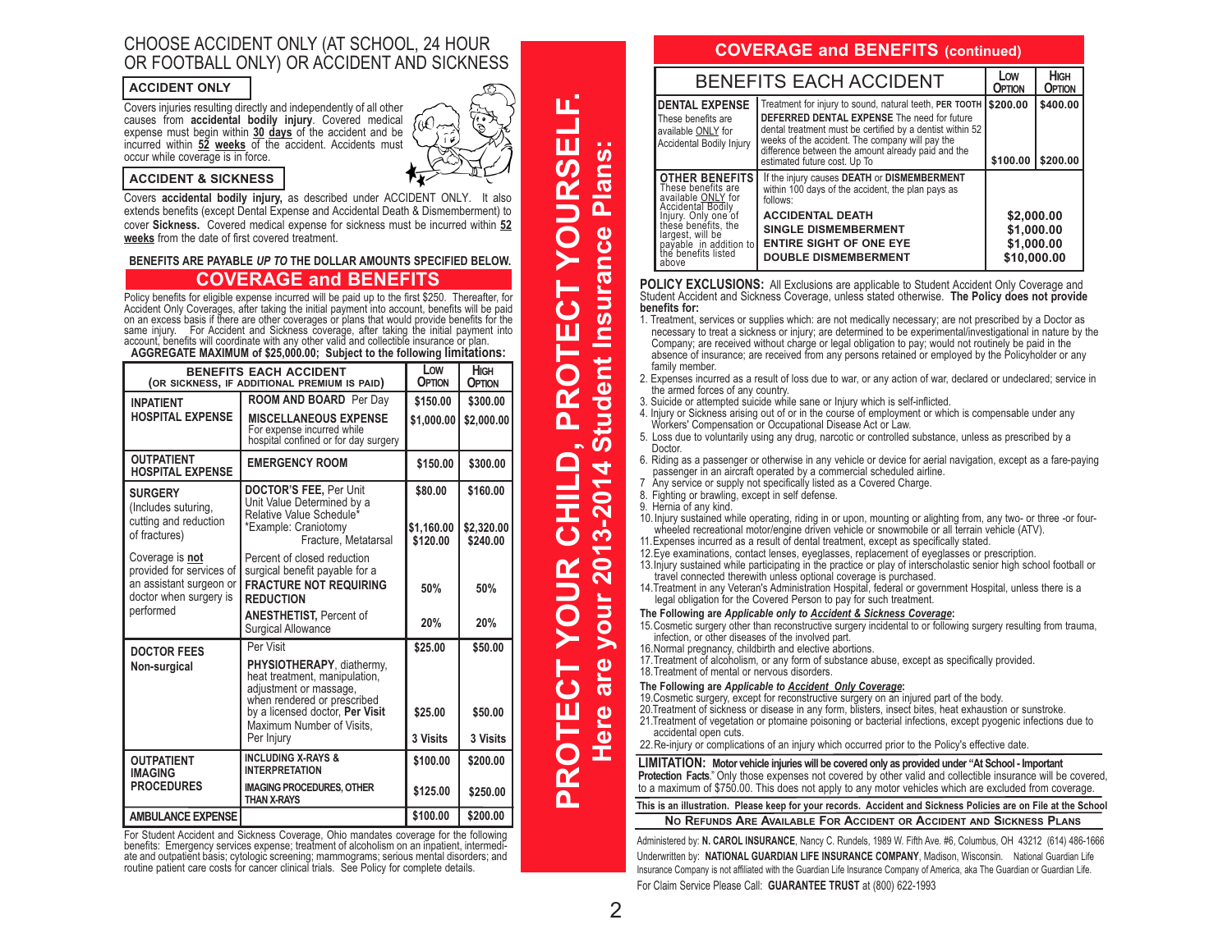# CHOOSE ACCIDENT ONLY (AT SCHOOL, 24 HOUR OR FOOTBALL ONLY) OR ACCIDENT AND SICKNESS

### ACCIDENT ONLY

Covers injuries resulting directly and independently of all other causes from **accidental bodily injury**. Covered medical expense must begin within **30 days** of the accident and be incurred within **52 weeks** of the accident. Accidents must occur while coverage is in force.

### ACCIDENT & SICKNESS

Covers **accidental bodily injury,** as described under ACCIDENT ONLY. It also extends benefits (except Dental Expense and Accidental Death & Dismemberment) to cover **Sickness.** Covered medical expense for sickness must be incurred within **52 weeks** from the date of first covered treatment.

**BENEFITS ARE PAYABLE *UP TO* THE DOLLAR AMOUNTS SPECIFIED BELOW.**

## COVERAGE and BENEFITS

Policy benefits for eligible expense incurred will be paid up to the first $250. Thereafter, for Accident Only Coverages, after taking the initial payment into account, benefits will be paid on an excess basis if there are other coverages or plans that would provide benefits for the same injury. For Accident and Sickness coverage, after taking the initial payment into account, benefits will coordinate with any other valid and collectible insurance or plan.

**AGGREGATE MAXIMUM of $25,000.00; Subject to the following limitations:**

| BENEFITS EACH ACCIDENT (OR SICKNESS, IF ADDITIONAL PREMIUM IS PAID) | | LOW OPTION | HIGH OPTION |
|---|---|---|---|
| **INPATIENT HOSPITAL EXPENSE** | **ROOM AND BOARD** Per Day | $150.00 | $300.00 |
| | **MISCELLANEOUS EXPENSE** For expense incurred while hospital confined or for day surgery | $1,000.00 | $2,000.00 |
| **OUTPATIENT HOSPITAL EXPENSE** | **EMERGENCY ROOM** | $150.00 | $300.00 |
| **SURGERY** (Includes suturing, cutting and reduction of fractures) | **DOCTOR'S FEE,** Per Unit Unit Value Determined by a Relative Value Schedule* | $80.00 | $160.00 |
| | *Example: Craniotomy | $1,160.00 | $2,320.00 |
| | Fracture, Metatarsal | $120.00 | $240.00 |
| Coverage is **not** provided for services of an assistant surgeon or doctor when surgery is performed | Percent of closed reduction surgical benefit payable for a **FRACTURE NOT REQUIRING REDUCTION** | 50% | 50% |
| | **ANESTHETIST,** Percent of Surgical Allowance | 20% | 20% |
| **DOCTOR FEES Non-surgical** | Per Visit | $25.00 | $50.00 |
| | **PHYSIOTHERAPY,** diathermy, heat treatment, manipulation, adjustment or massage, when rendered or prescribed by a licensed doctor, **Per Visit** | $25.00 | $50.00 |
| | Maximum Number of Visits, Per Injury | 3 Visits | 3 Visits |
| **OUTPATIENT IMAGING PROCEDURES** | **INCLUDING X-RAYS & INTERPRETATION** | $100.00 | $200.00 |
| | **IMAGING PROCEDURES, OTHER THAN X-RAYS** | $125.00 | $250.00 |
| **AMBULANCE EXPENSE** | | $100.00 | $200.00 |

For Student Accident and Sickness Coverage, Ohio mandates coverage for the following benefits: Emergency services expense; treatment of alcoholism on an inpatient, intermediate and outpatient basis; cytologic screening; mammograms; serious mental disorders; and routine patient care costs for cancer clinical trials. See Policy for complete details.

# PROTECT YOUR CHILD, PROTECT YOURSELF.
## Here are your 2013-2014 Student Insurance Plans:

## COVERAGE and BENEFITS (continued)

| BENEFITS EACH ACCIDENT | | LOW OPTION | HIGH OPTION |
|---|---|---|---|
| **DENTAL EXPENSE** These benefits are available ONLY for Accidental Bodily Injury | Treatment for injury to sound, natural teeth, **PER TOOTH** | $200.00 | $400.00 |
| | **DEFERRED DENTAL EXPENSE** The need for future dental treatment must be certified by a dentist within 52 weeks of the accident. The company will pay the difference between the amount already paid and the estimated future cost. Up To | $100.00 | $200.00 |
| **OTHER BENEFITS** These benefits are available ONLY for Accidental Bodily Injury. Only one of these benefits, the largest, will be payable in addition to the benefits listed above | If the injury causes **DEATH** or **DISMEMBERMENT** within 100 days of the accident, the plan pays as follows: | | |
| | **ACCIDENTAL DEATH** | $2,000.00 | |
| | **SINGLE DISMEMBERMENT** | $1,000.00 | |
| | **ENTIRE SIGHT OF ONE EYE** | $1,000.00 | |
| | **DOUBLE DISMEMBERMENT** | $10,000.00 | |

**POLICY EXCLUSIONS:** All Exclusions are applicable to Student Accident Only Coverage and Student Accident and Sickness Coverage, unless stated otherwise. **The Policy does not provide benefits for:**

1. Treatment, services or supplies which: are not medically necessary; are not prescribed by a Doctor as necessary to treat a sickness or injury; are determined to be experimental/investigational in nature by the Company; are received without charge or legal obligation to pay; would not routinely be paid in the absence of insurance; are received from any persons retained or employed by the Policyholder or any family member.
2. Expenses incurred as a result of loss due to war, or any action of war, declared or undeclared; service in the armed forces of any country.
3. Suicide or attempted suicide while sane or Injury which is self-inflicted.
4. Injury or Sickness arising out of or in the course of employment or which is compensable under any Workers' Compensation or Occupational Disease Act or Law.
5. Loss due to voluntarily using any drug, narcotic or controlled substance, unless as prescribed by a Doctor.
6. Riding as a passenger or otherwise in any vehicle or device for aerial navigation, except as a fare-paying passenger in an aircraft operated by a commercial scheduled airline.
7. Any service or supply not specifically listed as a Covered Charge.
8. Fighting or brawling, except in self defense.
9. Hernia of any kind.
10. Injury sustained while operating, riding in or upon, mounting or alighting from, any two- or three -or four-wheeled recreational motor/engine driven vehicle or snowmobile or all terrain vehicle (ATV).
11. Expenses incurred as a result of dental treatment, except as specifically stated.
12. Eye examinations, contact lenses, eyeglasses, replacement of eyeglasses or prescription.
13. Injury sustained while participating in the practice or play of interscholastic senior high school football or travel connected therewith unless optional coverage is purchased.
14. Treatment in any Veteran's Administration Hospital, federal or government Hospital, unless there is a legal obligation for the Covered Person to pay for such treatment.

**The Following are *Applicable only to Accident & Sickness Coverage*:**

15. Cosmetic surgery other than reconstructive surgery incidental to or following surgery resulting from trauma, infection, or other diseases of the involved part.
16. Normal pregnancy, childbirth and elective abortions.
17. Treatment of alcoholism, or any form of substance abuse, except as specifically provided.
18. Treatment of mental or nervous disorders.

**The Following are *Applicable to Accident Only Coverage*:**

19. Cosmetic surgery, except for reconstructive surgery on an injured part of the body.
20. Treatment of sickness or disease in any form, blisters, insect bites, heat exhaustion or sunstroke.
21. Treatment of vegetation or ptomaine poisoning or bacterial infections, except pyogenic infections due to accidental open cuts.
22. Re-injury or complications of an injury which occurred prior to the Policy's effective date.

**LIMITATION: Motor vehicle injuries will be covered only as provided under "At School - Important Protection Facts."** Only those expenses not covered by other valid and collectible insurance will be covered, to a maximum of $750.00. This does not apply to any motor vehicles which are excluded from coverage.

**This is an illustration. Please keep for your records. Accident and Sickness Policies are on File at the School**

**NO REFUNDS ARE AVAILABLE FOR ACCIDENT OR ACCIDENT AND SICKNESS PLANS**

Administered by: **N. CAROL INSURANCE**, Nancy C. Rundels, 1989 W. Fifth Ave. #6, Columbus, OH 43212 (614) 486-1666

Underwritten by: **NATIONAL GUARDIAN LIFE INSURANCE COMPANY**, Madison, Wisconsin. National Guardian Life Insurance Company is not affiliated with the Guardian Life Insurance Company of America, aka The Guardian or Guardian Life.

For Claim Service Please Call: **GUARANTEE TRUST** at (800) 622-1993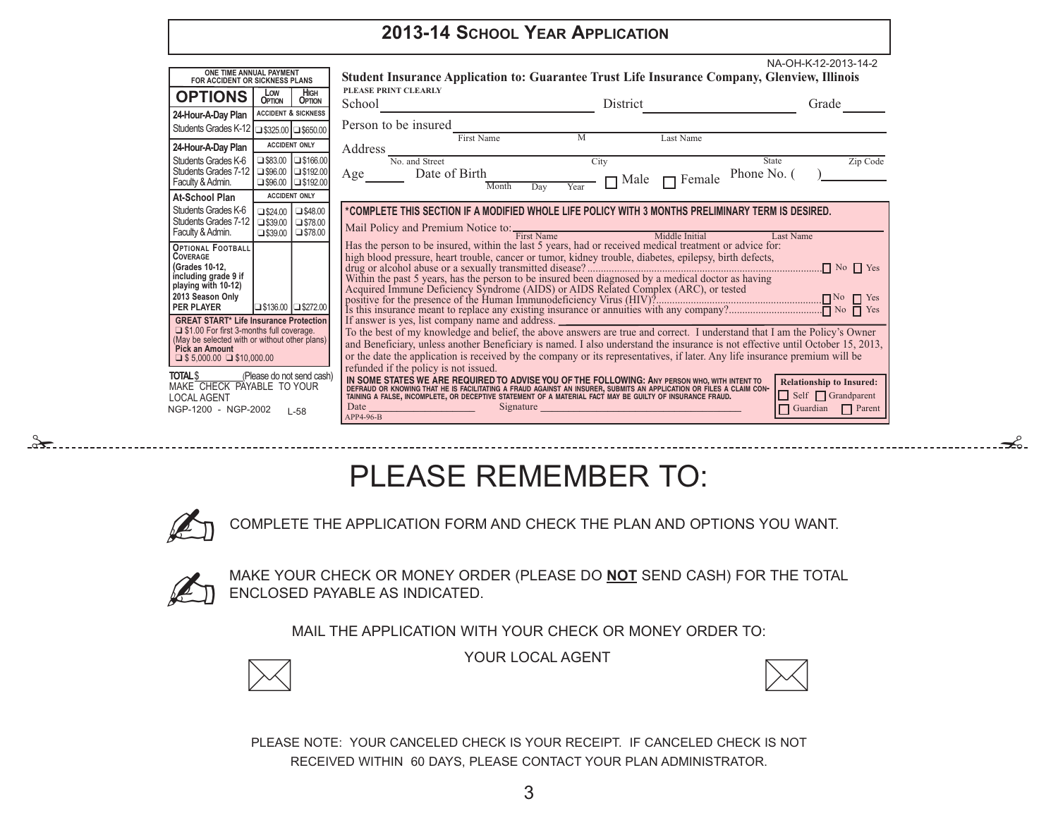# 2013-14 School Year Application

| ONE TIME ANNUAL PAYMENT FOR ACCIDENT OR SICKNESS PLANS | | |
|---|---|---|
| **OPTIONS** | LOW OPTION | HIGH OPTION |
| **24-Hour-A-Day Plan** | ACCIDENT & SICKNESS | |
| Students Grades K-12 | ❑ $325.00 | ❑ $650.00 |
| **24-Hour-A-Day Plan** | ACCIDENT ONLY | |
| Students Grades K-6 | ❑ $83.00 | ❑ $166.00 |
| Students Grades 7-12 | ❑ $96.00 | ❑ $192.00 |
| Faculty & Admin. | ❑ $96.00 | ❑ $192.00 |
| **At-School Plan** | ACCIDENT ONLY | |
| Students Grades K-6 | ❑ $24.00 | ❑ $48.00 |
| Students Grades 7-12 | ❑ $39.00 | ❑ $78.00 |
| Faculty & Admin. | ❑ $39.00 | ❑ $78.00 |
| **OPTIONAL FOOTBALL COVERAGE (Grades 10-12, including grade 9 if playing with 10-12) 2013 Season Only PER PLAYER** | ❑ $136.00 | ❑ $272.00 |

**GREAT START\* Life Insurance Protection**
❑ $1.00 For first 3-months full coverage.
(May be selected with or without other plans)
**Pick an Amount**
❑ $ 5,000.00 ❑ $10,000.00

**TOTAL** $________ (Please do not send cash)
MAKE CHECK PAYABLE TO YOUR LOCAL AGENT

NGP-1200 - NGP-2002 L-58

NA-OH-K-12-2013-14-2

**Student Insurance Application to: Guarantee Trust Life Insurance Company, Glenview, Illinois**

PLEASE PRINT CLEARLY

School ____________________ District ____________________ Grade ________

Person to be insured ____________________ (First Name, M, Last Name)

Address ____________________ (No. and Street, City, State, Zip Code)

Age ______ Date of Birth ________ (Month, Day, Year) ☐ Male ☐ Female Phone No. ( ) ________

**\*COMPLETE THIS SECTION IF A MODIFIED WHOLE LIFE POLICY WITH 3 MONTHS PRELIMINARY TERM IS DESIRED.**

Mail Policy and Premium Notice to: ____________________ (First Name, Middle Initial, Last Name)

Has the person to be insured, within the last 5 years, had or received medical treatment or advice for: high blood pressure, heart trouble, cancer or tumor, kidney trouble, diabetes, epilepsy, birth defects, drug or alcohol abuse or a sexually transmitted disease? ☐ No ☐ Yes

Within the past 5 years, has the person to be insured been diagnosed by a medical doctor as having Acquired Immune Deficiency Syndrome (AIDS) or AIDS Related Complex (ARC), or tested positive for the presence of the Human Immunodeficiency Virus (HIV)? ☐ No ☐ Yes

Is this insurance meant to replace any existing insurance or annuities with any company? ☐ No ☐ Yes

If answer is yes, list company name and address. ____________________

To the best of my knowledge and belief, the above answers are true and correct. I understand that I am the Policy's Owner and Beneficiary, unless another Beneficiary is named. I also understand the insurance is not effective until October 15, 2013, or the date the application is received by the company or its representatives, if later. Any life insurance premium will be refunded if the policy is not issued.

**IN SOME STATES WE ARE REQUIRED TO ADVISE YOU OF THE FOLLOWING: ANY PERSON WHO, WITH INTENT TO DEFRAUD OR KNOWING THAT HE IS FACILITATING A FRAUD AGAINST AN INSURER, SUBMITS AN APPLICATION OR FILES A CLAIM CONTAINING A FALSE, INCOMPLETE, OR DECEPTIVE STATEMENT OF A MATERIAL FACT MAY BE GUILTY OF INSURANCE FRAUD.**

Date ____________ Signature ____________________

**Relationship to Insured:** ☐ Self ☐ Grandparent ☐ Guardian ☐ Parent

APP4-96-B

# PLEASE REMEMBER TO:

COMPLETE THE APPLICATION FORM AND CHECK THE PLAN AND OPTIONS YOU WANT.

MAKE YOUR CHECK OR MONEY ORDER (PLEASE DO **NOT** SEND CASH) FOR THE TOTAL ENCLOSED PAYABLE AS INDICATED.

MAIL THE APPLICATION WITH YOUR CHECK OR MONEY ORDER TO:

YOUR LOCAL AGENT

PLEASE NOTE: YOUR CANCELED CHECK IS YOUR RECEIPT. IF CANCELED CHECK IS NOT RECEIVED WITHIN 60 DAYS, PLEASE CONTACT YOUR PLAN ADMINISTRATOR.